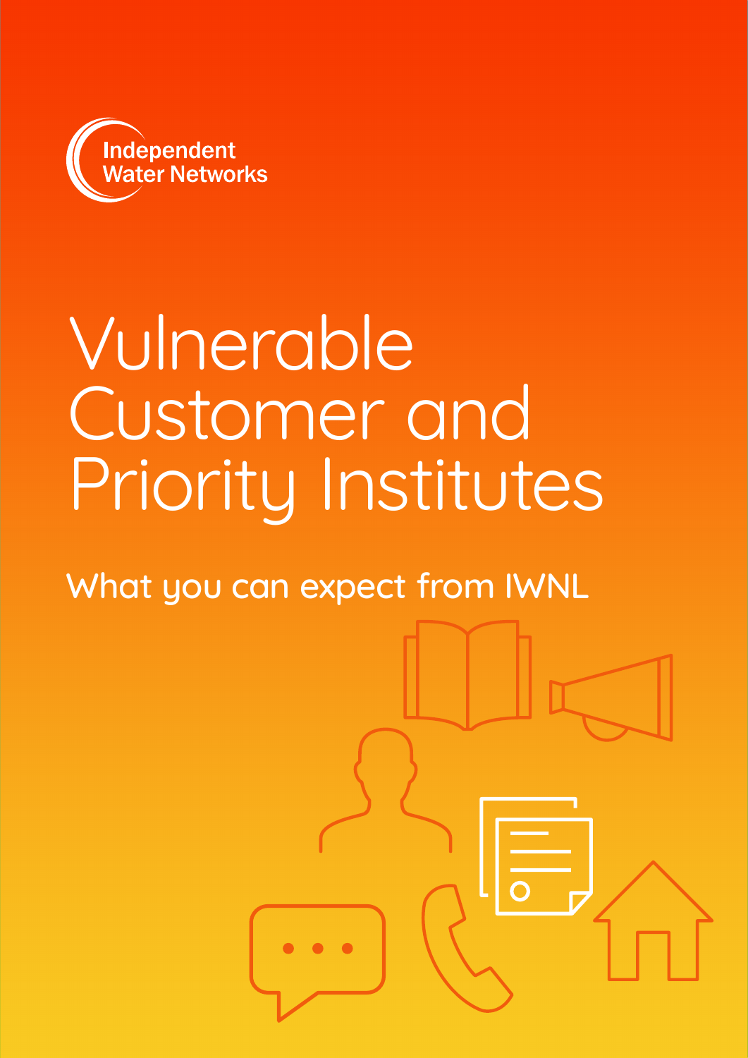Independent Water Networks

# Vulnerable Customer and Priority Institutes

## What you can expect from IWNL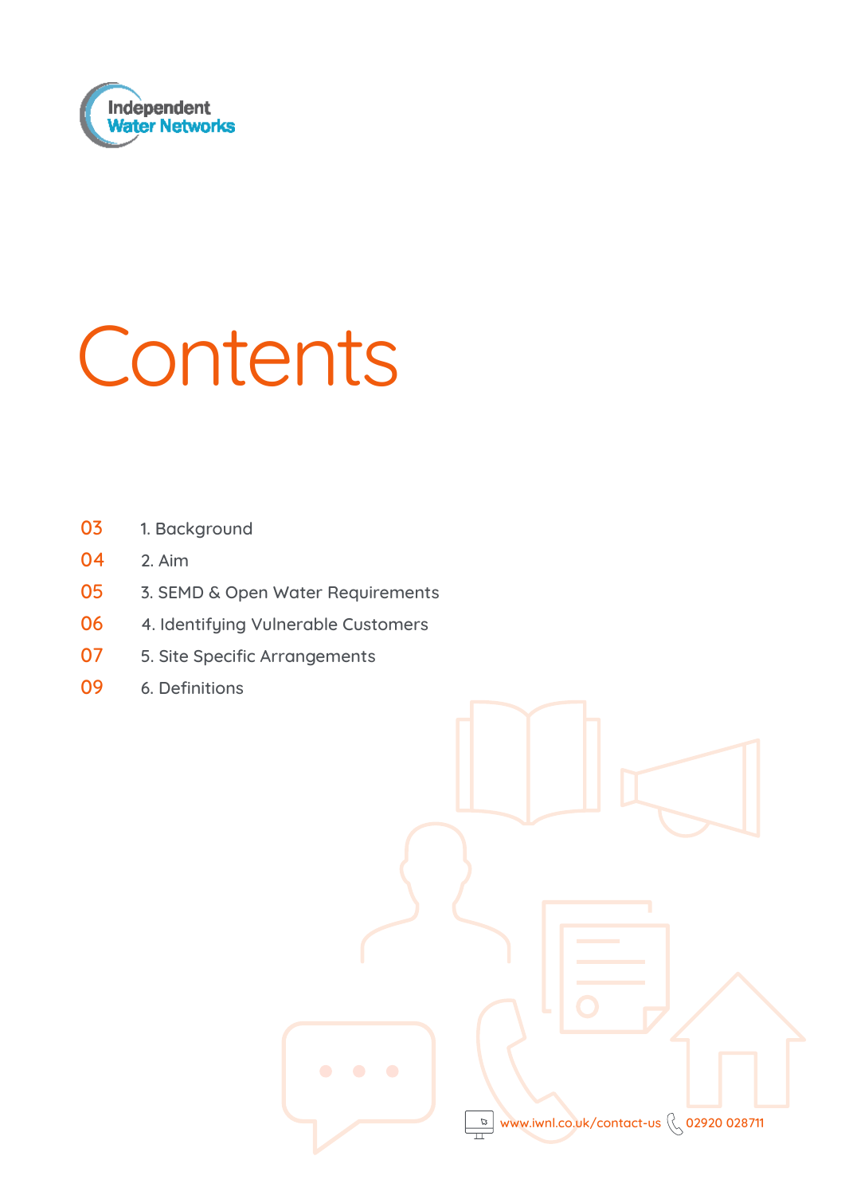# Contents

| | |
|---|---|
| 03 | 1. Background |
| 04 | 2. Aim |
| 05 | 3. SEMD & Open Water Requirements |
| 06 | 4. Identifying Vulnerable Customers |
| 07 | 5. Site Specific Arrangements |
| 09 | 6. Definitions |

www.iwnl.co.uk/contact-us 02920 028711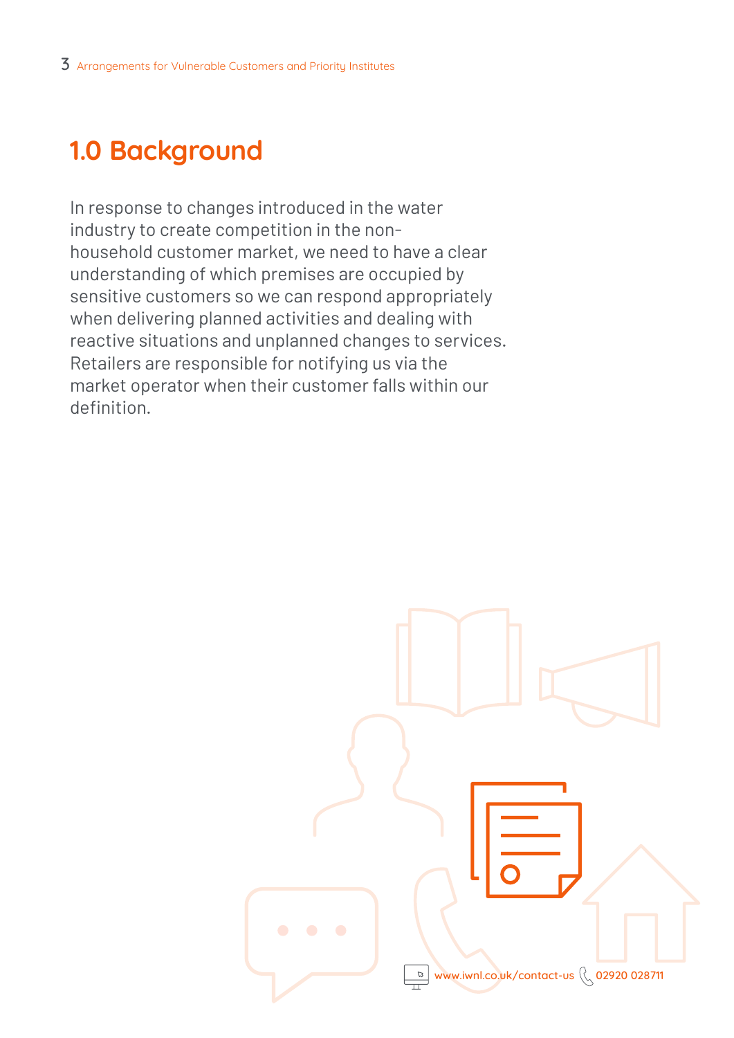# 1.0 Background

In response to changes introduced in the water industry to create competition in the non-household customer market, we need to have a clear understanding of which premises are occupied by sensitive customers so we can respond appropriately when delivering planned activities and dealing with reactive situations and unplanned changes to services. Retailers are responsible for notifying us via the market operator when their customer falls within our definition.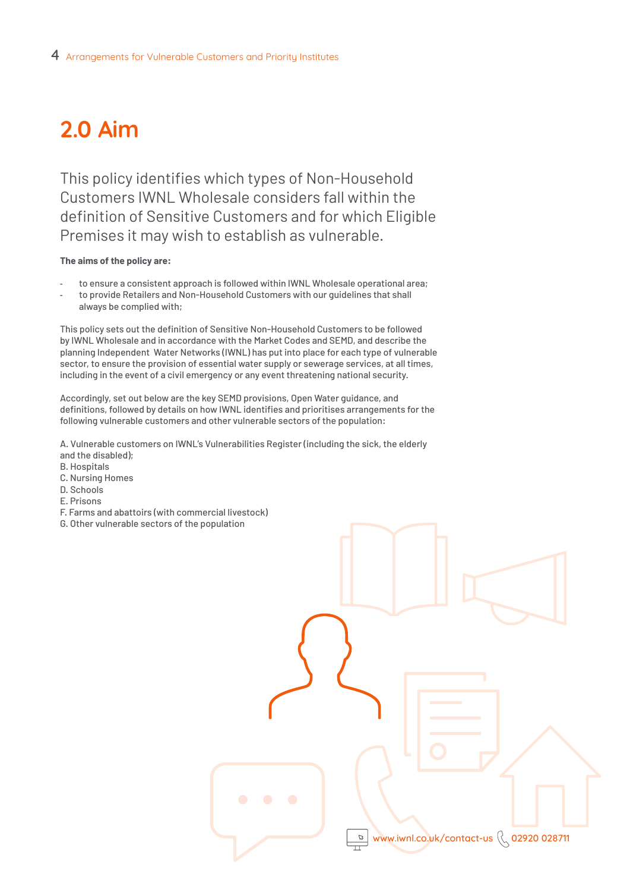# 2.0 Aim

This policy identifies which types of Non-Household Customers IWNL Wholesale considers fall within the definition of Sensitive Customers and for which Eligible Premises it may wish to establish as vulnerable.

**The aims of the policy are:**

- to ensure a consistent approach is followed within IWNL Wholesale operational area;
- to provide Retailers and Non-Household Customers with our guidelines that shall always be complied with;

This policy sets out the definition of Sensitive Non-Household Customers to be followed by IWNL Wholesale and in accordance with the Market Codes and SEMD, and describe the planning Independent Water Networks (IWNL) has put into place for each type of vulnerable sector, to ensure the provision of essential water supply or sewerage services, at all times, including in the event of a civil emergency or any event threatening national security.

Accordingly, set out below are the key SEMD provisions, Open Water guidance, and definitions, followed by details on how IWNL identifies and prioritises arrangements for the following vulnerable customers and other vulnerable sectors of the population:

A. Vulnerable customers on IWNL's Vulnerabilities Register (including the sick, the elderly and the disabled);
B. Hospitals
C. Nursing Homes
D. Schools
E. Prisons
F. Farms and abattoirs (with commercial livestock)
G. Other vulnerable sectors of the population

www.iwnl.co.uk/contact-us 02920 028711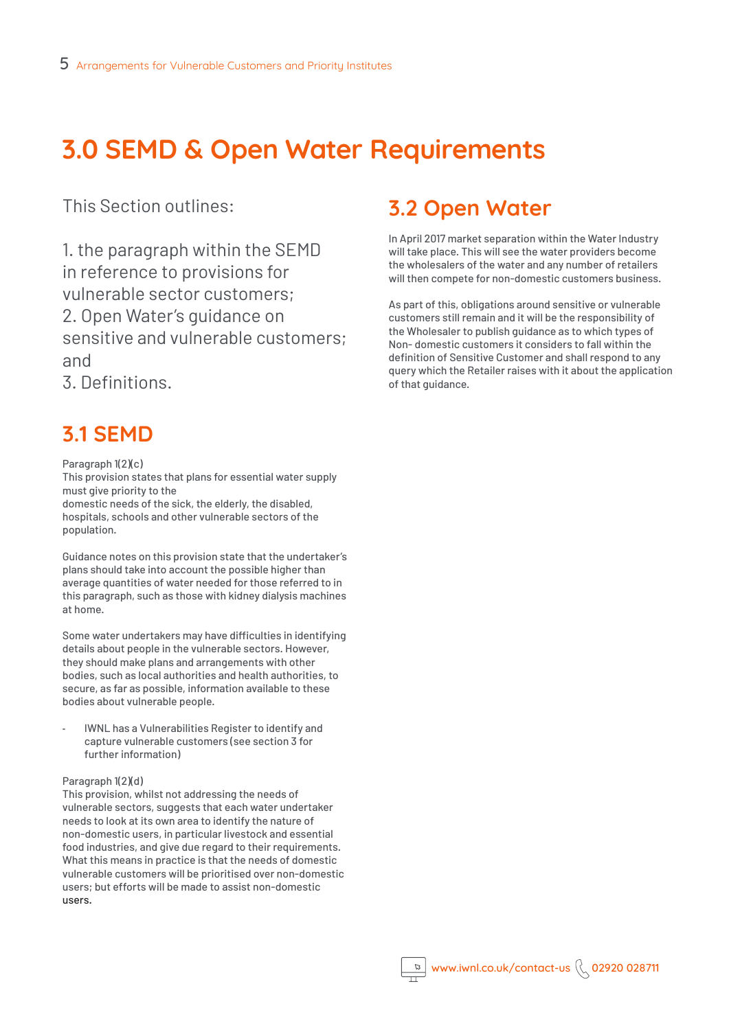# 3.0 SEMD & Open Water Requirements

This Section outlines:

1. the paragraph within the SEMD in reference to provisions for vulnerable sector customers;
2. Open Water's guidance on sensitive and vulnerable customers; and
3. Definitions.

## 3.1 SEMD

Paragraph 1(2)(c)
This provision states that plans for essential water supply must give priority to the
domestic needs of the sick, the elderly, the disabled, hospitals, schools and other vulnerable sectors of the population.

Guidance notes on this provision state that the undertaker's plans should take into account the possible higher than average quantities of water needed for those referred to in this paragraph, such as those with kidney dialysis machines at home.

Some water undertakers may have difficulties in identifying details about people in the vulnerable sectors. However, they should make plans and arrangements with other bodies, such as local authorities and health authorities, to secure, as far as possible, information available to these bodies about vulnerable people.

- IWNL has a Vulnerabilities Register to identify and capture vulnerable customers (see section 3 for further information)

Paragraph 1(2)(d)
This provision, whilst not addressing the needs of vulnerable sectors, suggests that each water undertaker needs to look at its own area to identify the nature of non-domestic users, in particular livestock and essential food industries, and give due regard to their requirements. What this means in practice is that the needs of domestic vulnerable customers will be prioritised over non-domestic users; but efforts will be made to assist non-domestic users.

## 3.2 Open Water

In April 2017 market separation within the Water Industry will take place. This will see the water providers become the wholesalers of the water and any number of retailers will then compete for non-domestic customers business.

As part of this, obligations around sensitive or vulnerable customers still remain and it will be the responsibility of the Wholesaler to publish guidance as to which types of Non- domestic customers it considers to fall within the definition of Sensitive Customer and shall respond to any query which the Retailer raises with it about the application of that guidance.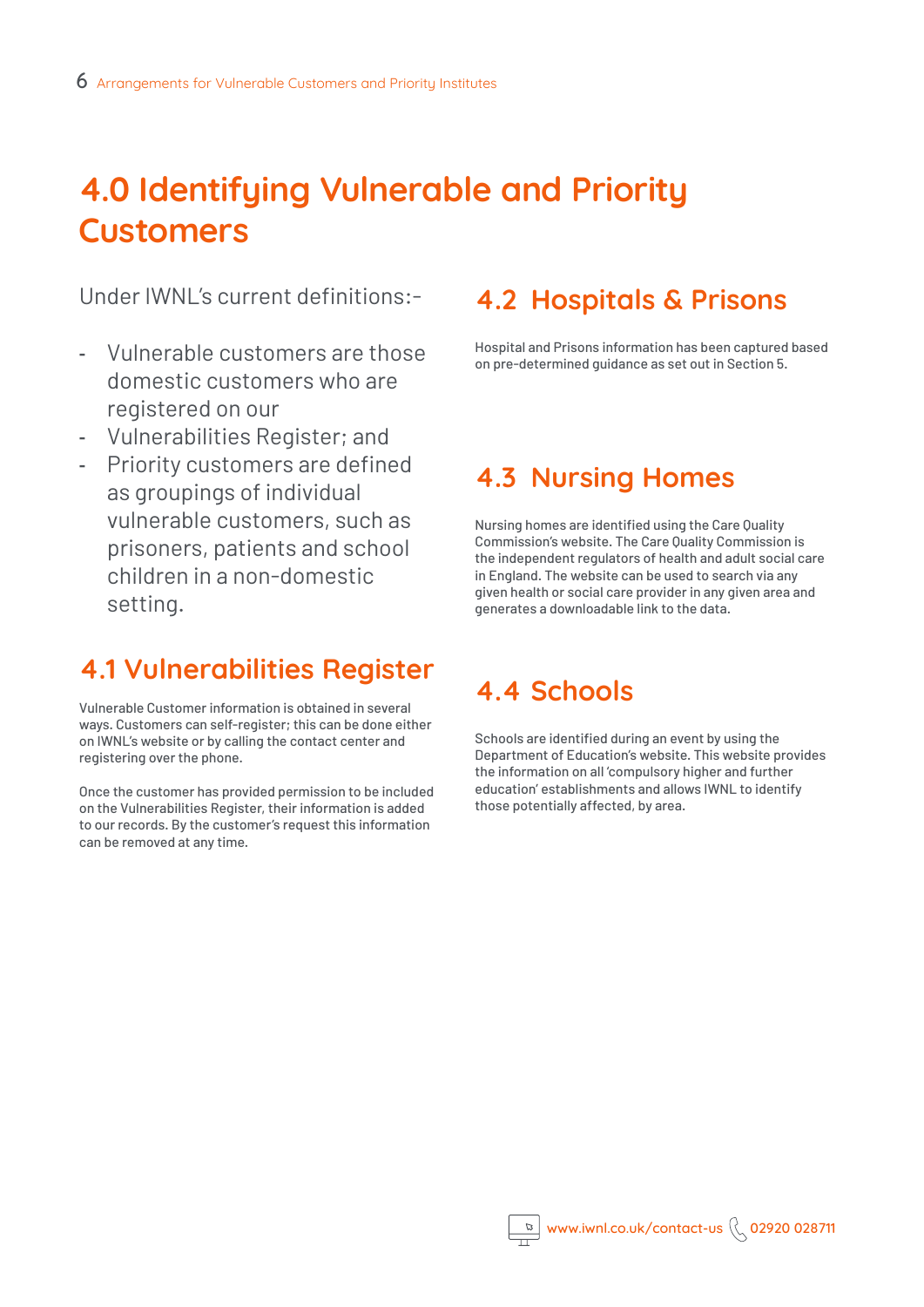# 4.0 Identifying Vulnerable and Priority Customers

Under IWNL's current definitions:-

- Vulnerable customers are those domestic customers who are registered on our
- Vulnerabilities Register; and
- Priority customers are defined as groupings of individual vulnerable customers, such as prisoners, patients and school children in a non-domestic setting.

## 4.1 Vulnerabilities Register

Vulnerable Customer information is obtained in several ways. Customers can self-register; this can be done either on IWNL's website or by calling the contact center and registering over the phone.

Once the customer has provided permission to be included on the Vulnerabilities Register, their information is added to our records. By the customer's request this information can be removed at any time.

## 4.2 Hospitals & Prisons

Hospital and Prisons information has been captured based on pre-determined guidance as set out in Section 5.

## 4.3 Nursing Homes

Nursing homes are identified using the Care Quality Commission's website. The Care Quality Commission is the independent regulators of health and adult social care in England. The website can be used to search via any given health or social care provider in any given area and generates a downloadable link to the data.

## 4.4 Schools

Schools are identified during an event by using the Department of Education's website. This website provides the information on all 'compulsory higher and further education' establishments and allows IWNL to identify those potentially affected, by area.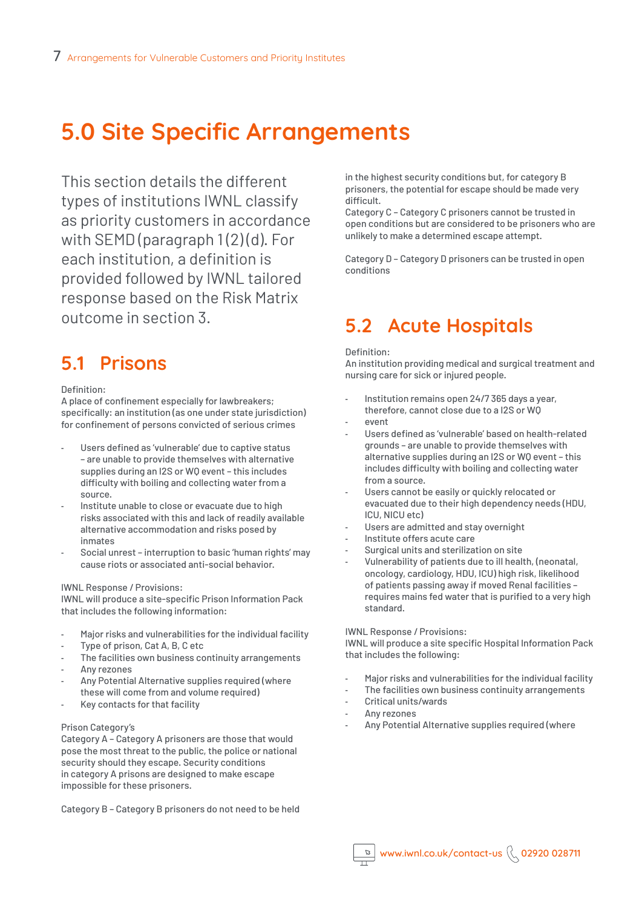# 5.0 Site Specific Arrangements

This section details the different types of institutions IWNL classify as priority customers in accordance with SEMD (paragraph 1 (2)(d). For each institution, a definition is provided followed by IWNL tailored response based on the Risk Matrix outcome in section 3.

## 5.1 Prisons

Definition:
A place of confinement especially for lawbreakers; specifically: an institution (as one under state jurisdiction) for confinement of persons convicted of serious crimes

- Users defined as 'vulnerable' due to captive status – are unable to provide themselves with alternative supplies during an I2S or WQ event – this includes difficulty with boiling and collecting water from a source.
- Institute unable to close or evacuate due to high risks associated with this and lack of readily available alternative accommodation and risks posed by inmates
- Social unrest – interruption to basic 'human rights' may cause riots or associated anti-social behavior.

IWNL Response / Provisions:
IWNL will produce a site-specific Prison Information Pack that includes the following information:

- Major risks and vulnerabilities for the individual facility
- Type of prison, Cat A, B, C etc
- The facilities own business continuity arrangements
- Any rezones
- Any Potential Alternative supplies required (where these will come from and volume required)
- Key contacts for that facility

Prison Category's
Category A – Category A prisoners are those that would pose the most threat to the public, the police or national security should they escape. Security conditions in category A prisons are designed to make escape impossible for these prisoners.

Category B – Category B prisoners do not need to be held in the highest security conditions but, for category B prisoners, the potential for escape should be made very difficult.
Category C – Category C prisoners cannot be trusted in open conditions but are considered to be prisoners who are unlikely to make a determined escape attempt.

Category D – Category D prisoners can be trusted in open conditions

## 5.2 Acute Hospitals

Definition:
An institution providing medical and surgical treatment and nursing care for sick or injured people.

- Institution remains open 24/7 365 days a year, therefore, cannot close due to a I2S or WQ
- event
- Users defined as 'vulnerable' based on health-related grounds – are unable to provide themselves with alternative supplies during an I2S or WQ event – this includes difficulty with boiling and collecting water from a source.
- Users cannot be easily or quickly relocated or evacuated due to their high dependency needs (HDU, ICU, NICU etc)
- Users are admitted and stay overnight
- Institute offers acute care
- Surgical units and sterilization on site
- Vulnerability of patients due to ill health, (neonatal, oncology, cardiology, HDU, ICU) high risk, likelihood of patients passing away if moved Renal facilities – requires mains fed water that is purified to a very high standard.

IWNL Response / Provisions:
IWNL will produce a site specific Hospital Information Pack that includes the following:

- Major risks and vulnerabilities for the individual facility
- The facilities own business continuity arrangements
- Critical units/wards
- Any rezones
- Any Potential Alternative supplies required (where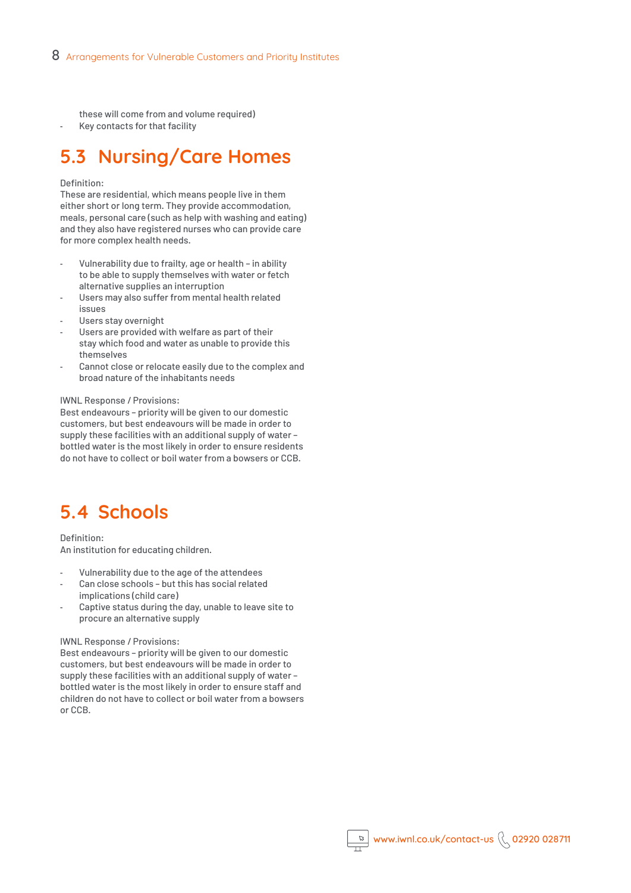these will come from and volume required)
- Key contacts for that facility

## 5.3 Nursing/Care Homes

Definition:
These are residential, which means people live in them either short or long term. They provide accommodation, meals, personal care (such as help with washing and eating) and they also have registered nurses who can provide care for more complex health needs.

- Vulnerability due to frailty, age or health – in ability to be able to supply themselves with water or fetch alternative supplies an interruption
- Users may also suffer from mental health related issues
- Users stay overnight
- Users are provided with welfare as part of their stay which food and water as unable to provide this themselves
- Cannot close or relocate easily due to the complex and broad nature of the inhabitants needs

IWNL Response / Provisions:
Best endeavours – priority will be given to our domestic customers, but best endeavours will be made in order to supply these facilities with an additional supply of water – bottled water is the most likely in order to ensure residents do not have to collect or boil water from a bowsers or CCB.

## 5.4 Schools

Definition:
An institution for educating children.

- Vulnerability due to the age of the attendees
- Can close schools – but this has social related implications (child care)
- Captive status during the day, unable to leave site to procure an alternative supply

IWNL Response / Provisions:
Best endeavours – priority will be given to our domestic customers, but best endeavours will be made in order to supply these facilities with an additional supply of water – bottled water is the most likely in order to ensure staff and children do not have to collect or boil water from a bowsers or CCB.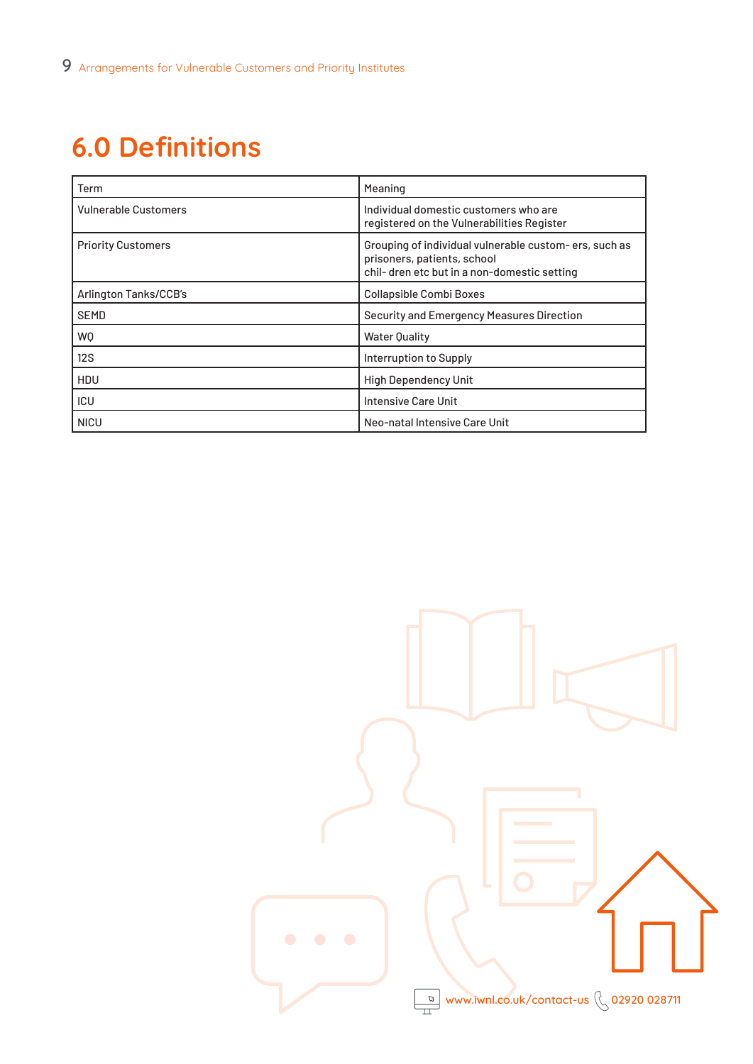# 6.0 Definitions

| Term | Meaning |
|---|---|
| Vulnerable Customers | Individual domestic customers who are registered on the Vulnerabilities Register |
| Priority Customers | Grouping of individual vulnerable custom- ers, such as prisoners, patients, school chil- dren etc but in a non-domestic setting |
| Arlington Tanks/CCB's | Collapsible Combi Boxes |
| SEMD | Security and Emergency Measures Direction |
| WQ | Water Quality |
| I2S | Interruption to Supply |
| HDU | High Dependency Unit |
| ICU | Intensive Care Unit |
| NICU | Neo-natal Intensive Care Unit |

www.iwnl.co.uk/contact-us 02920 028711